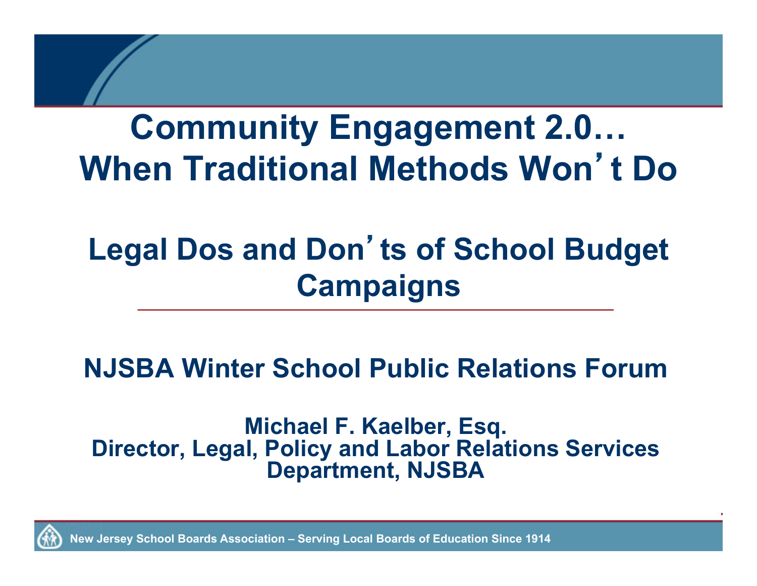# Community Engagement 2.0… When Traditional Methods Won't Do

## Legal Dos and Don'ts of School Budget Campaigns

**NJSBA Winter School Public Relations Forum**

**Michael F. Kaelber, Esq.**
**Director, Legal, Policy and Labor Relations Services Department, NJSBA**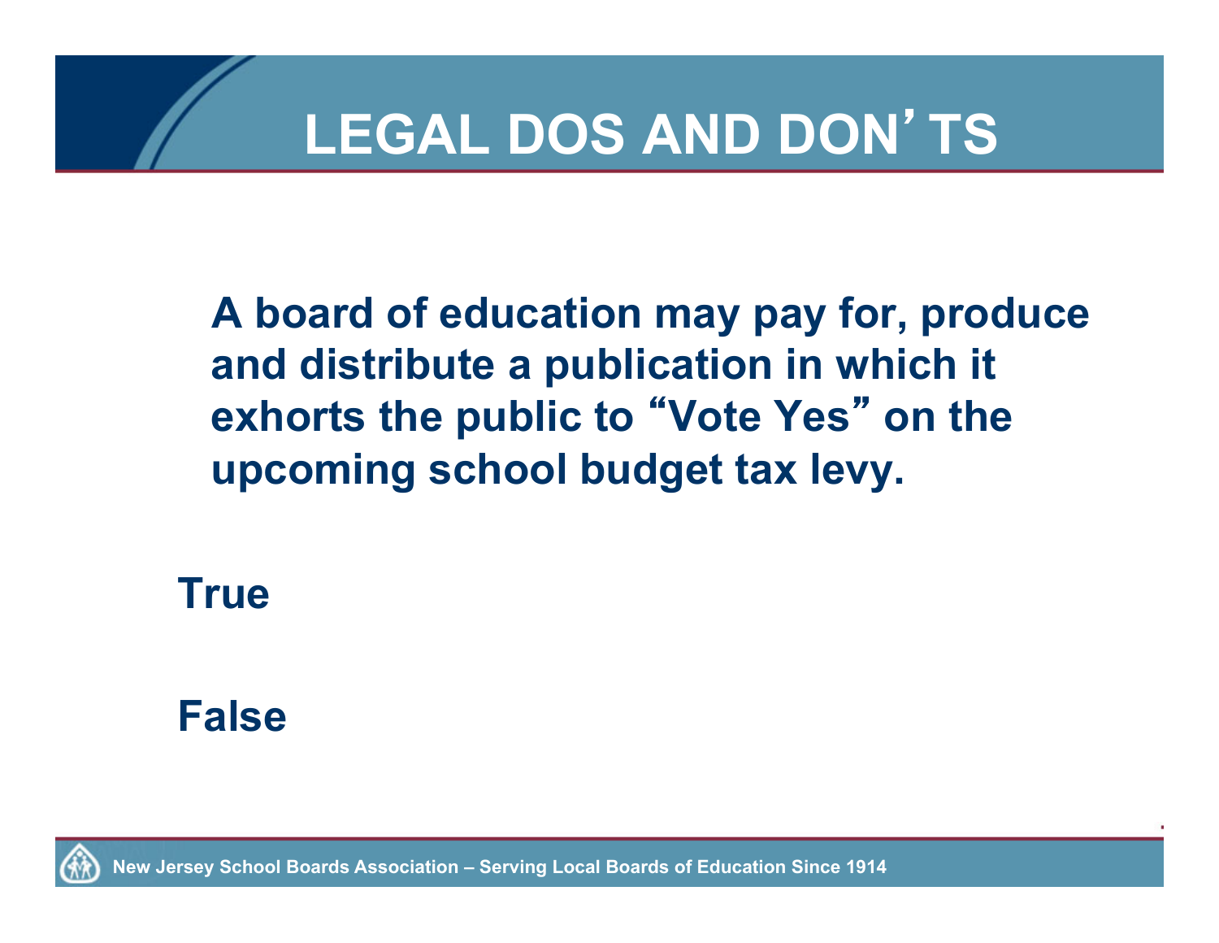# LEGAL DOS AND DON'TS

**A board of education may pay for, produce and distribute a publication in which it exhorts the public to "Vote Yes" on the upcoming school budget tax levy.**

**True**

**False**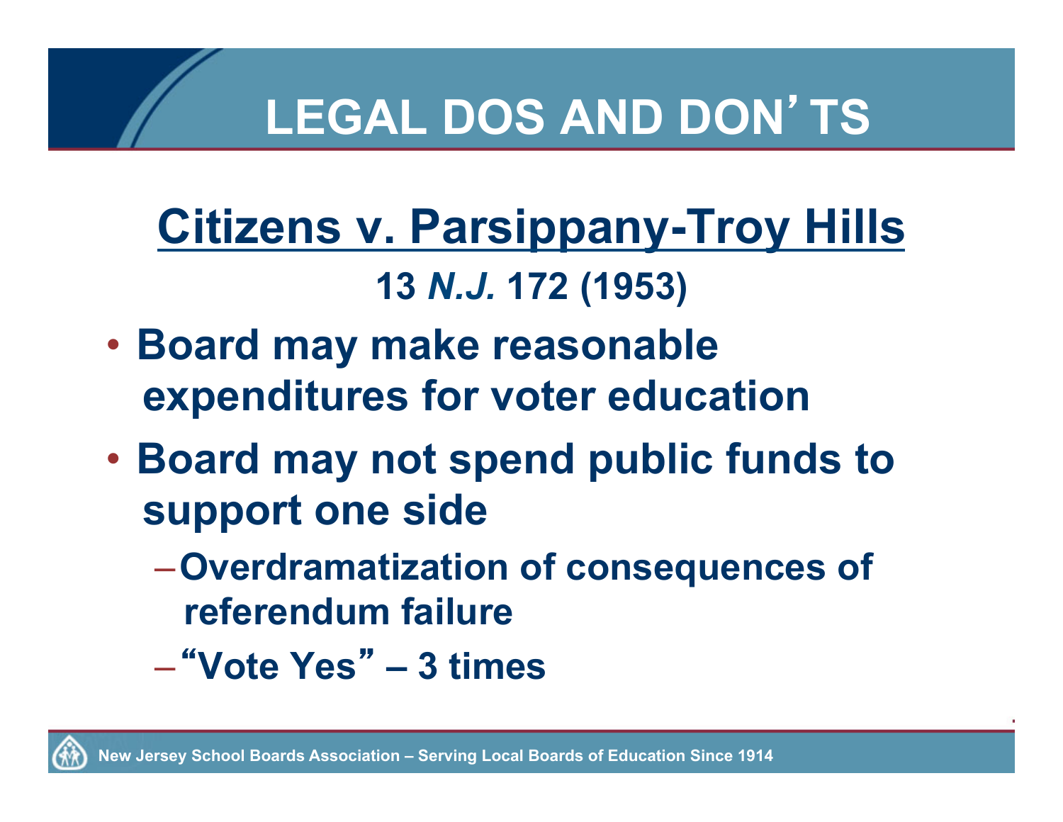# LEGAL DOS AND DON'TS

## Citizens v. Parsippany-Troy Hills

**13 *N.J.* 172 (1953)**

- **Board may make reasonable expenditures for voter education**
- **Board may not spend public funds to support one side**
  - **Overdramatization of consequences of referendum failure**
  - **"Vote Yes" – 3 times**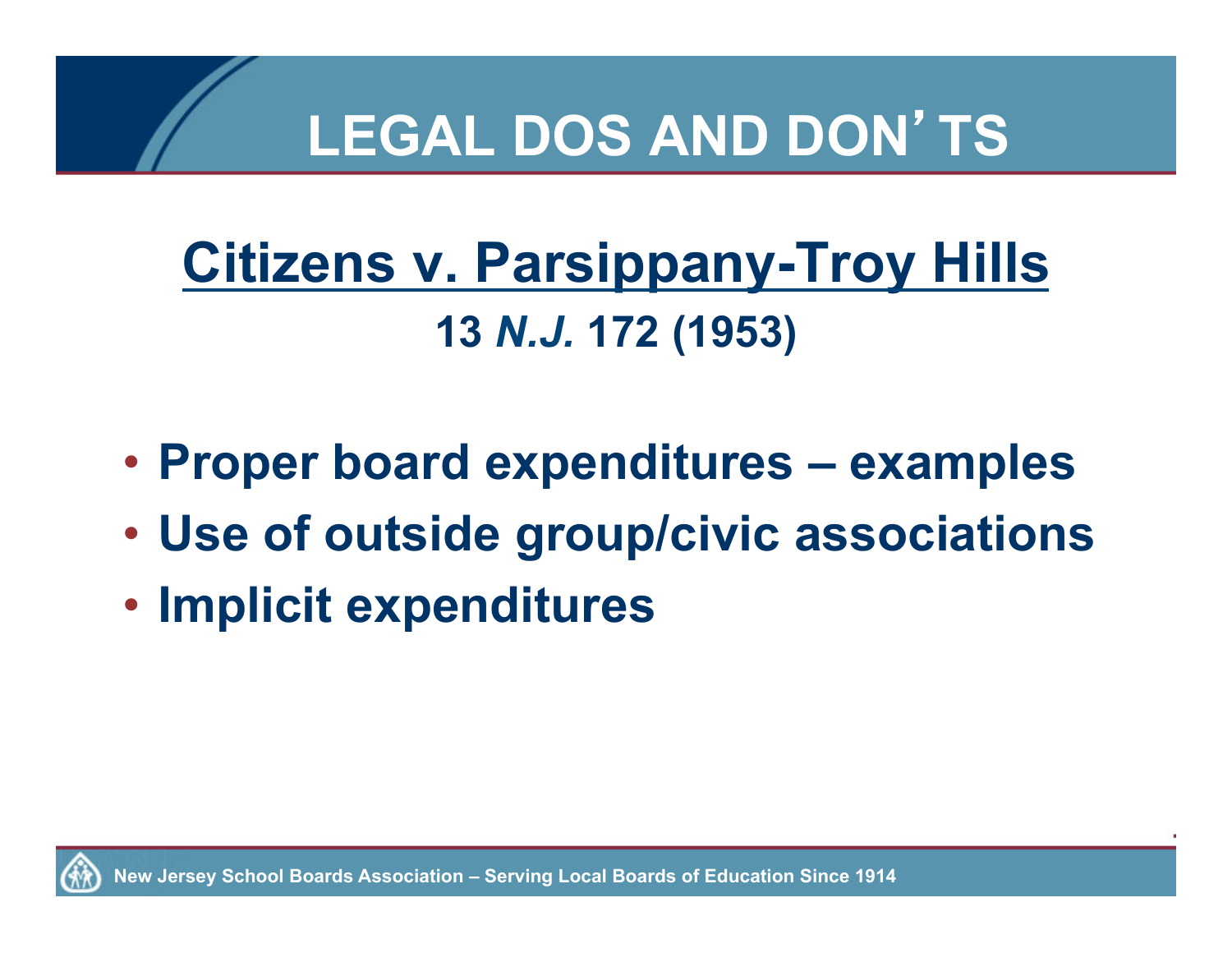# LEGAL DOS AND DON'TS

## Citizens v. Parsippany-Troy Hills

**13 *N.J.* 172 (1953)**

- **Proper board expenditures – examples**
- **Use of outside group/civic associations**
- **Implicit expenditures**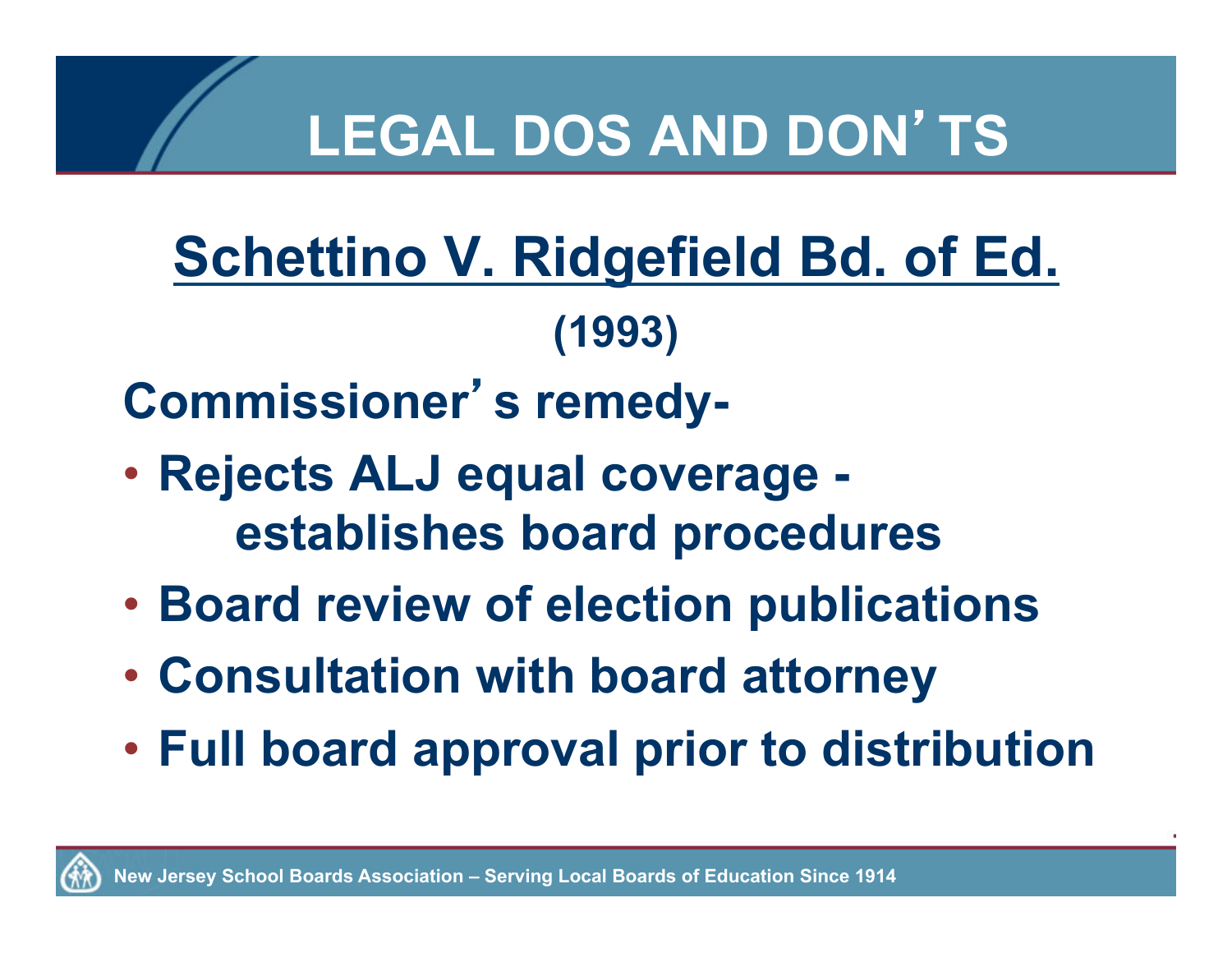# LEGAL DOS AND DON'TS

## Schettino V. Ridgefield Bd. of Ed.

**(1993)**

**Commissioner's remedy-**

- **Rejects ALJ equal coverage - establishes board procedures**
- **Board review of election publications**
- **Consultation with board attorney**
- **Full board approval prior to distribution**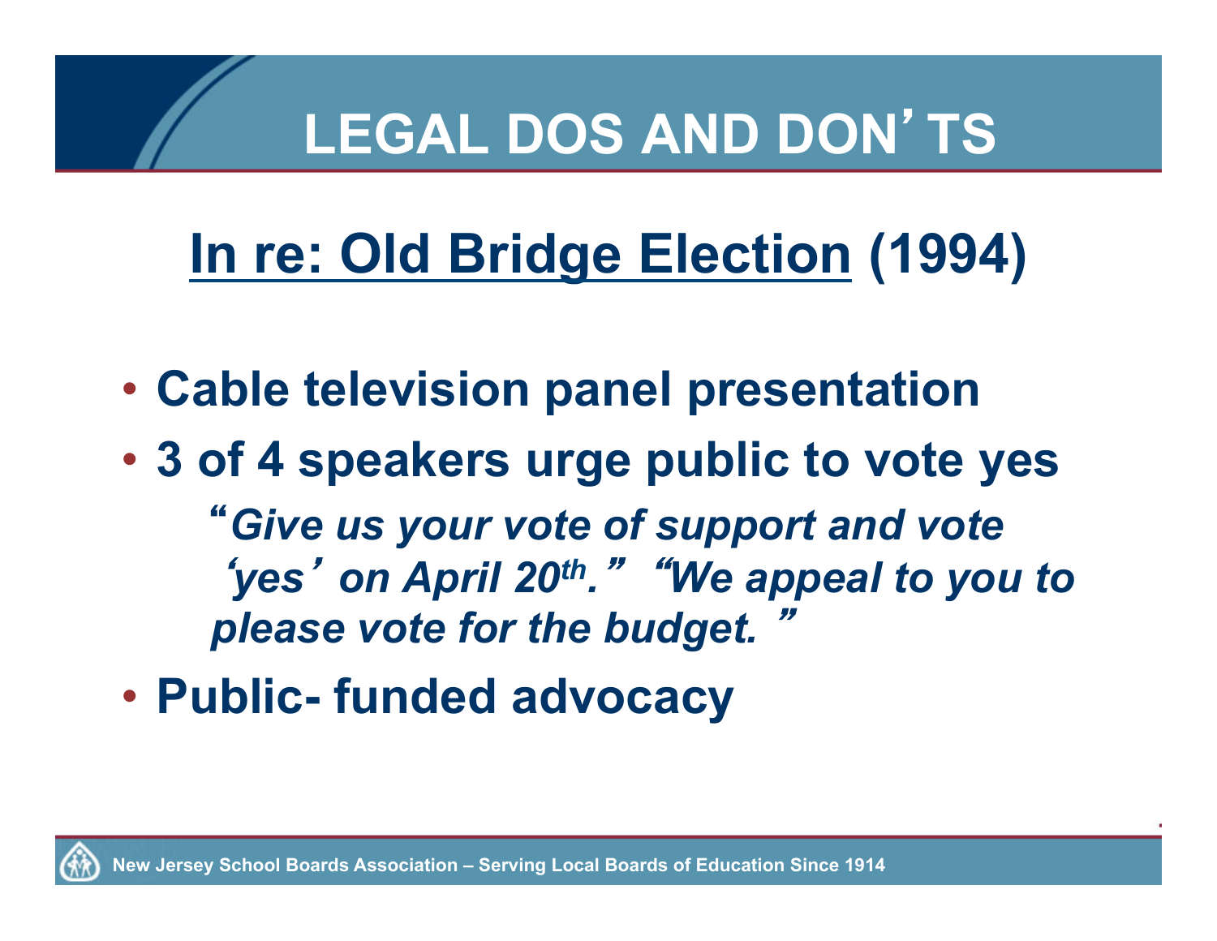# LEGAL DOS AND DON'TS

## <u>In re: Old Bridge Election</u> (1994)

- **Cable television panel presentation**
- **3 of 4 speakers urge public to vote yes**

  ***"Give us your vote of support and vote 'yes' on April 20th." "We appeal to you to please vote for the budget."***

- **Public- funded advocacy**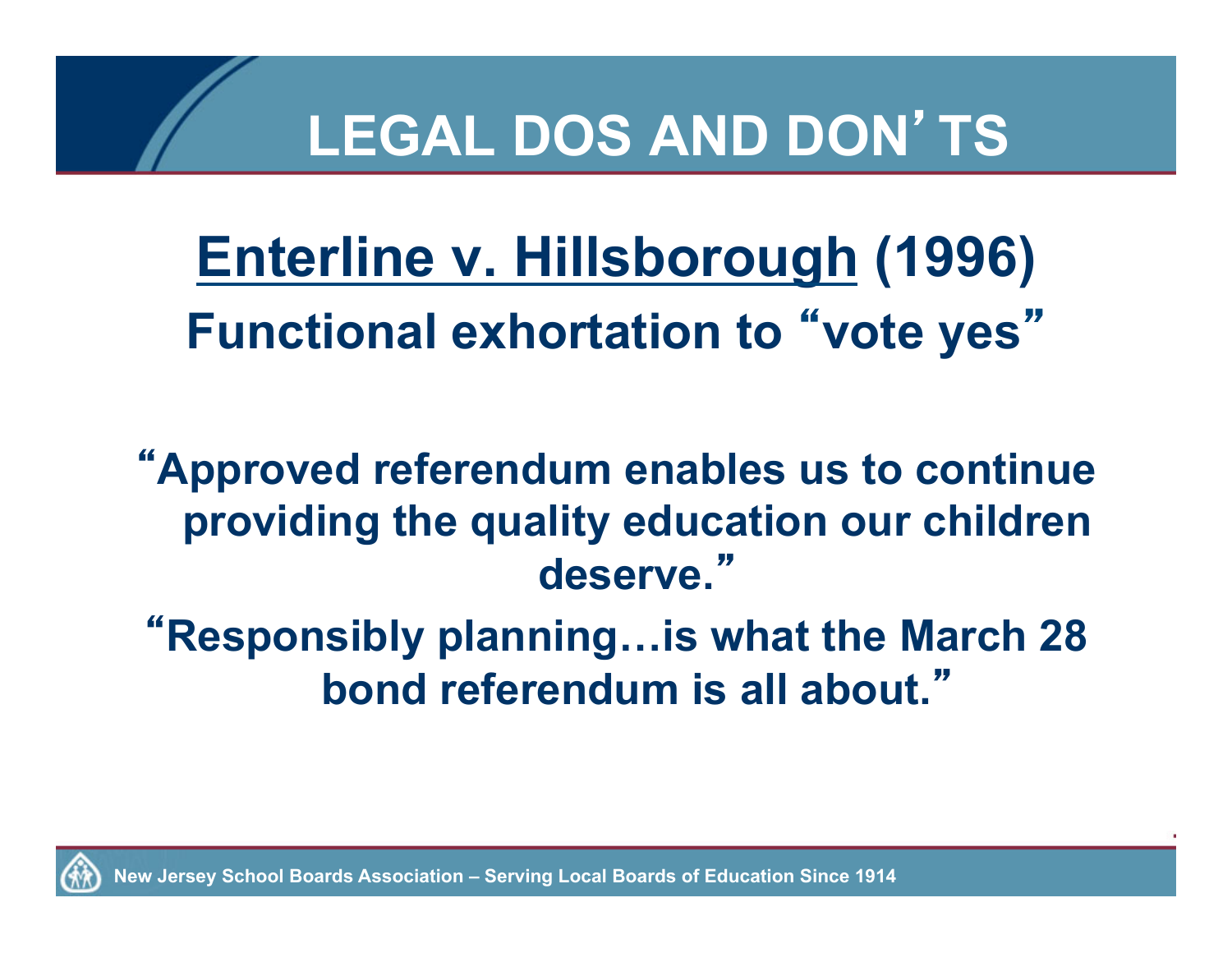# LEGAL DOS AND DON'TS

## Enterline v. Hillsborough (1996)

**Functional exhortation to "vote yes"**

**"Approved referendum enables us to continue providing the quality education our children deserve."**

**"Responsibly planning…is what the March 28 bond referendum is all about."**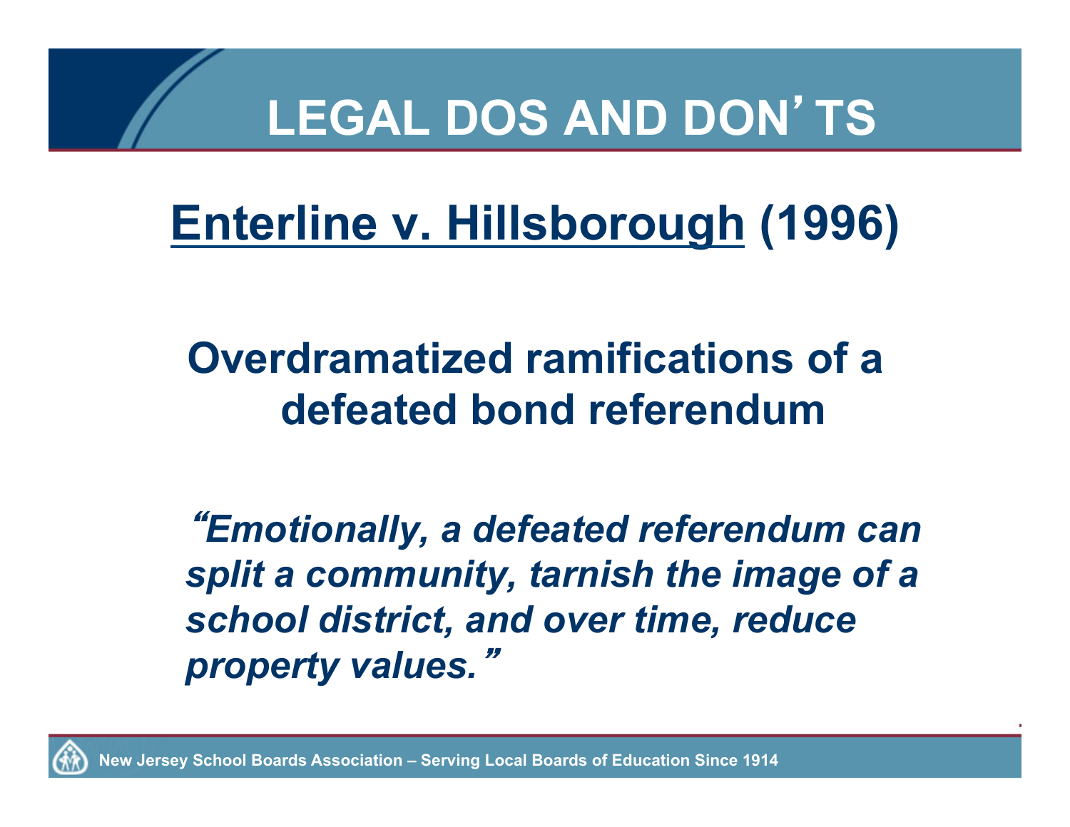# LEGAL DOS AND DON'TS

## Enterline v. Hillsborough (1996)

### Overdramatized ramifications of a defeated bond referendum

***"Emotionally, a defeated referendum can split a community, tarnish the image of a school district, and over time, reduce property values."***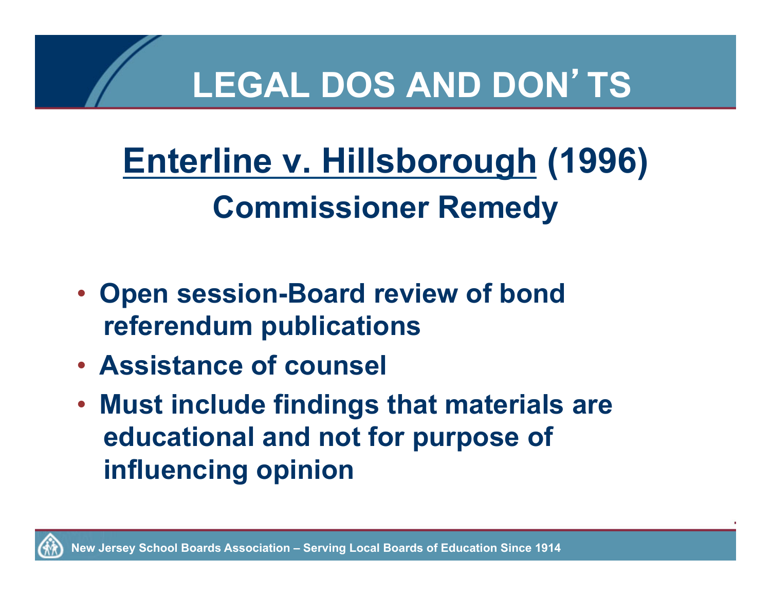# LEGAL DOS AND DON'TS

## Enterline v. Hillsborough (1996)

### Commissioner Remedy

- Open session-Board review of bond referendum publications
- Assistance of counsel
- Must include findings that materials are educational and not for purpose of influencing opinion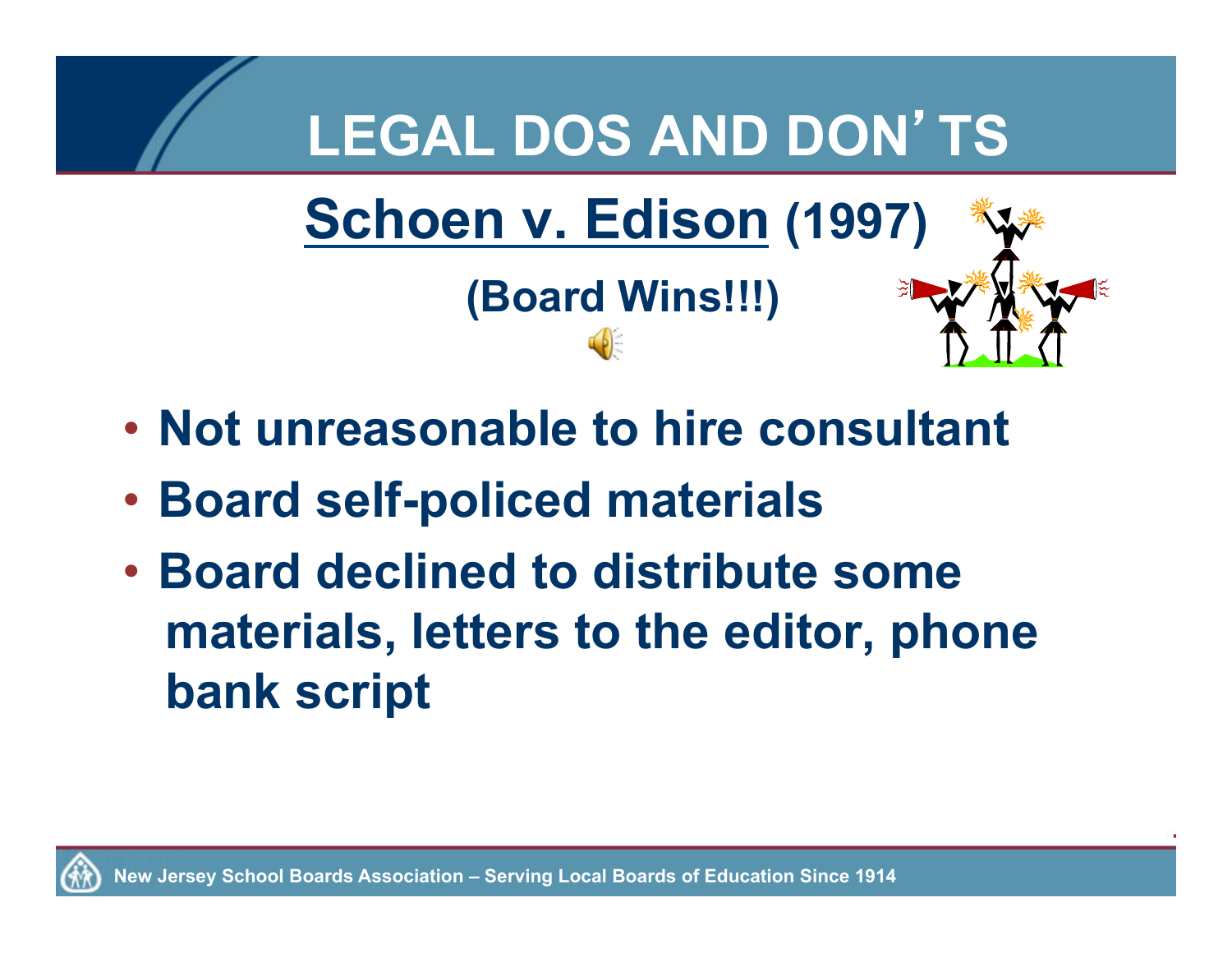# LEGAL DOS AND DON'TS

## Schoen v. Edison (1997)

**(Board Wins!!!)**

- **Not unreasonable to hire consultant**
- **Board self-policed materials**
- **Board declined to distribute some materials, letters to the editor, phone bank script**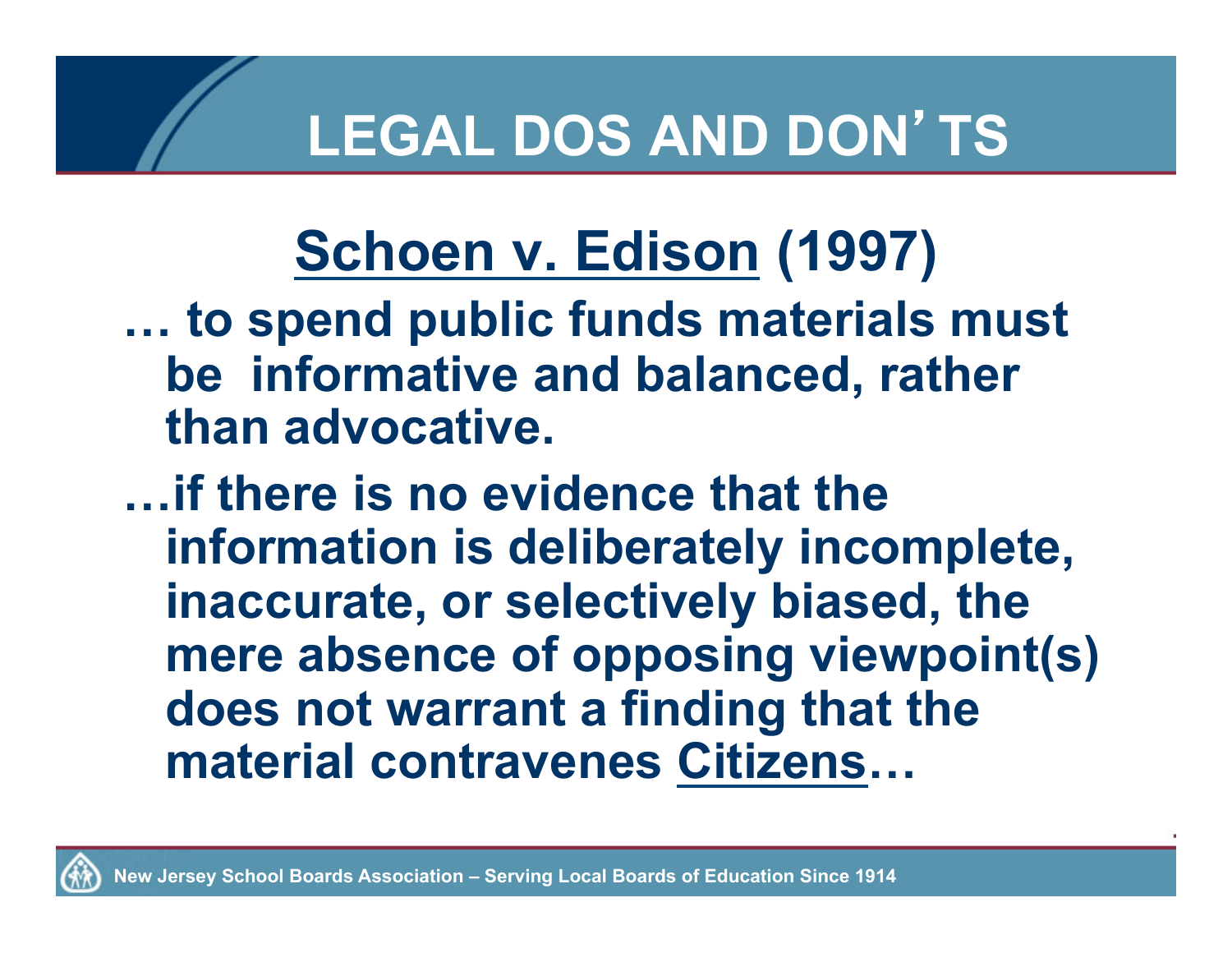# LEGAL DOS AND DON'TS

## Schoen v. Edison (1997)

**… to spend public funds materials must be informative and balanced, rather than advocative.**

**…if there is no evidence that the information is deliberately incomplete, inaccurate, or selectively biased, the mere absence of opposing viewpoint(s) does not warrant a finding that the material contravenes Citizens…**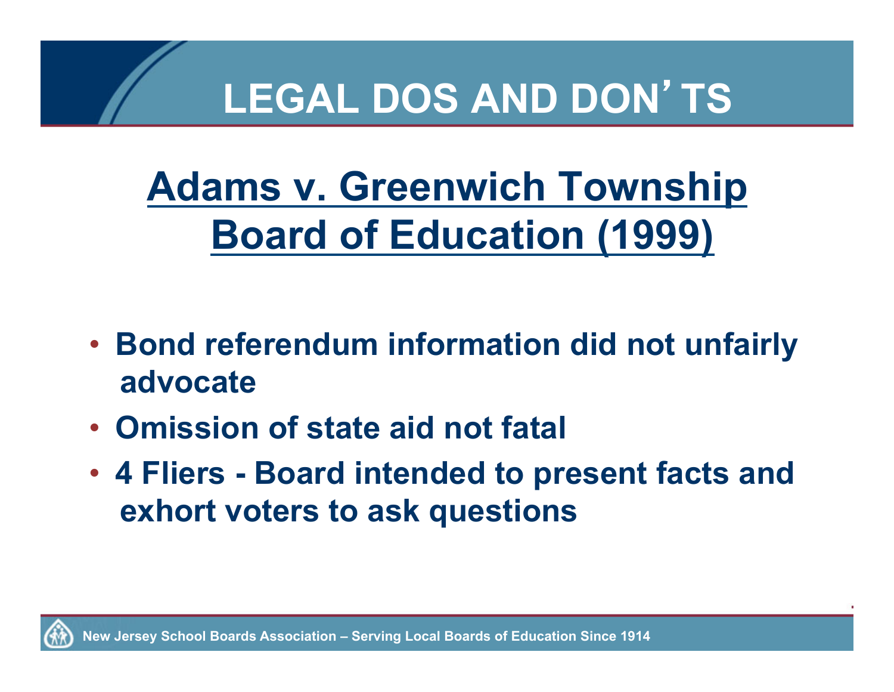# LEGAL DOS AND DON'TS

## Adams v. Greenwich Township Board of Education (1999)

- Bond referendum information did not unfairly advocate
- Omission of state aid not fatal
- 4 Fliers - Board intended to present facts and exhort voters to ask questions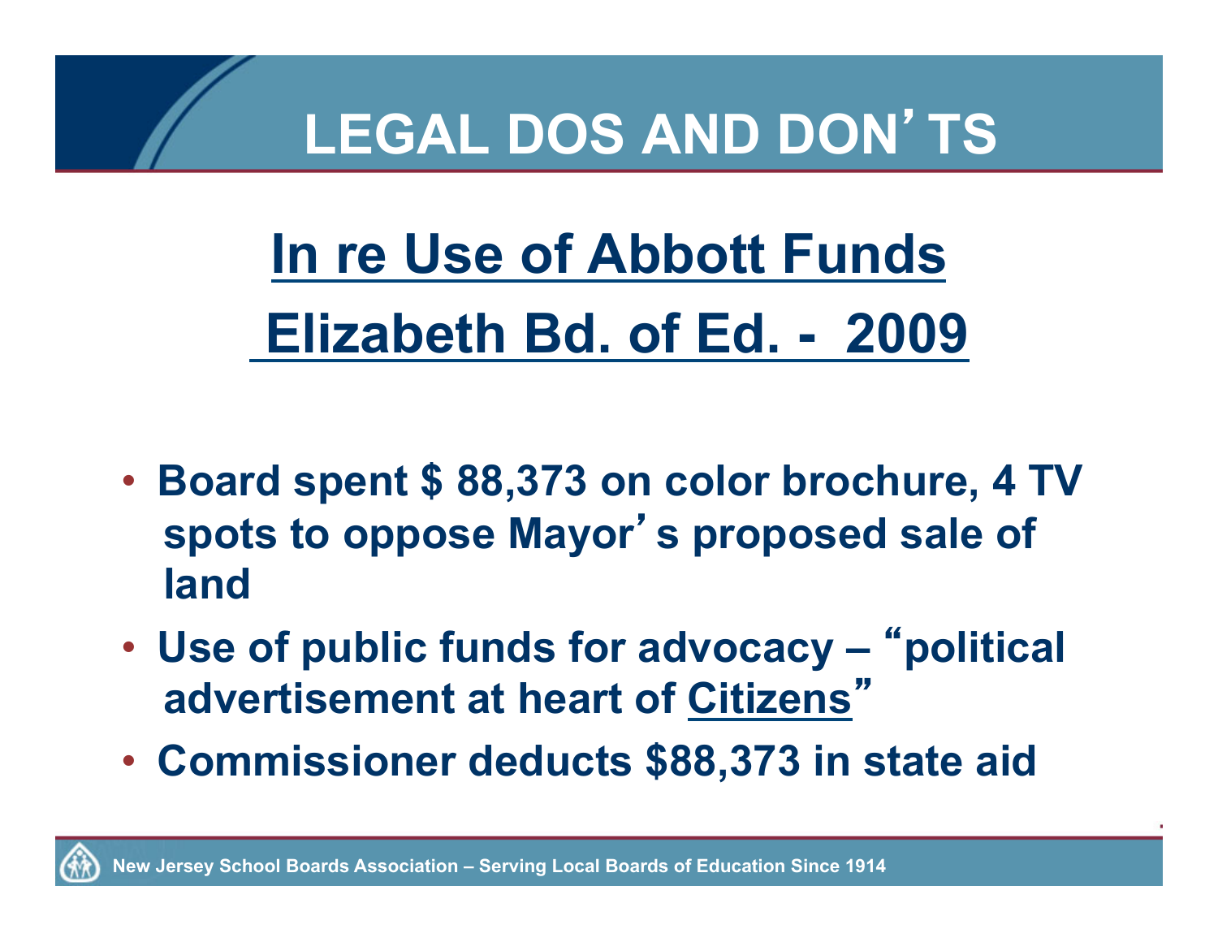# LEGAL DOS AND DON'TS

## In re Use of Abbott Funds Elizabeth Bd. of Ed. - 2009

- Board spent $ 88,373 on color brochure, 4 TV spots to oppose Mayor's proposed sale of land
- Use of public funds for advocacy – "political advertisement at heart of Citizens"
- Commissioner deducts $88,373 in state aid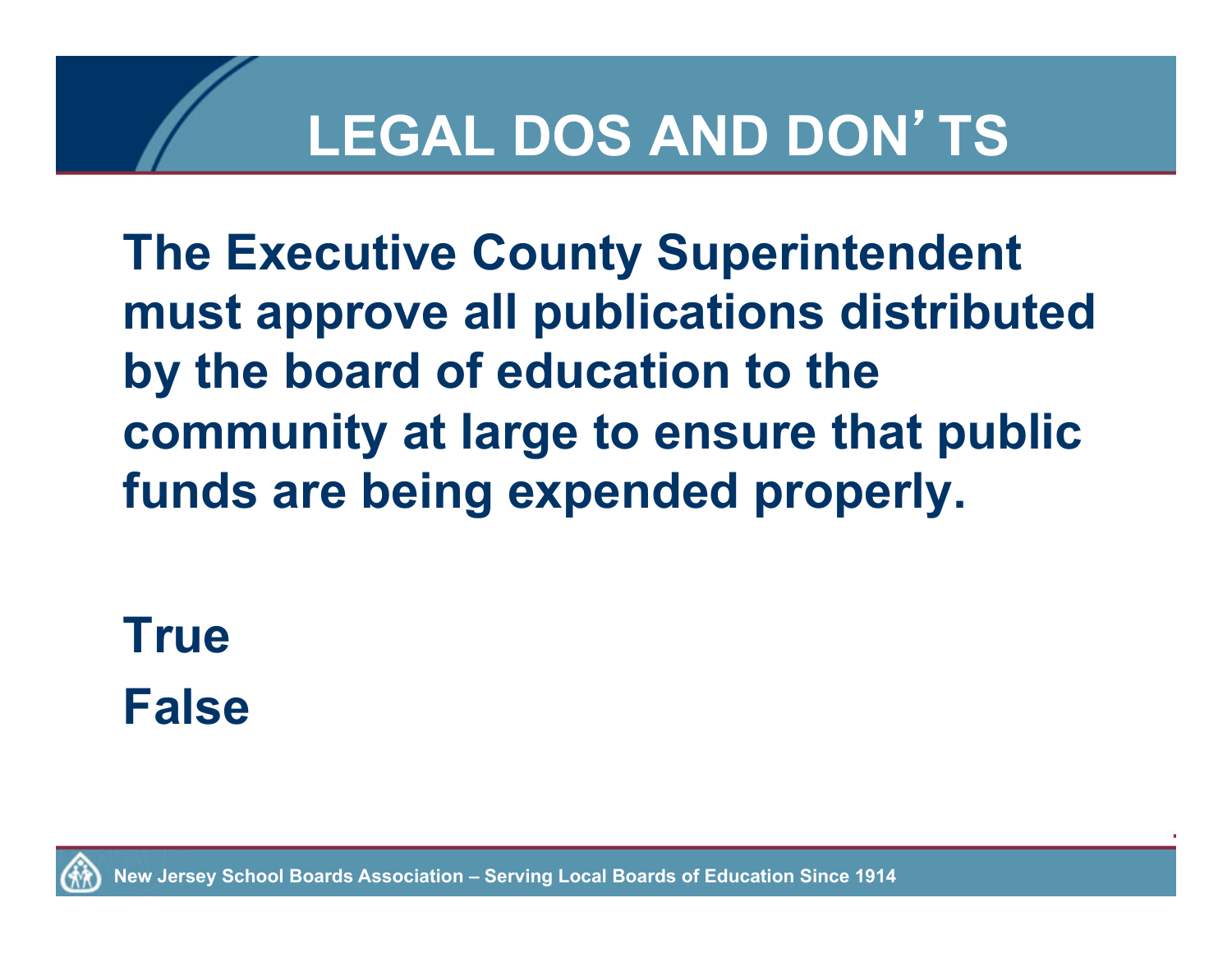# LEGAL DOS AND DON'TS

**The Executive County Superintendent must approve all publications distributed by the board of education to the community at large to ensure that public funds are being expended properly.**

**True**

**False**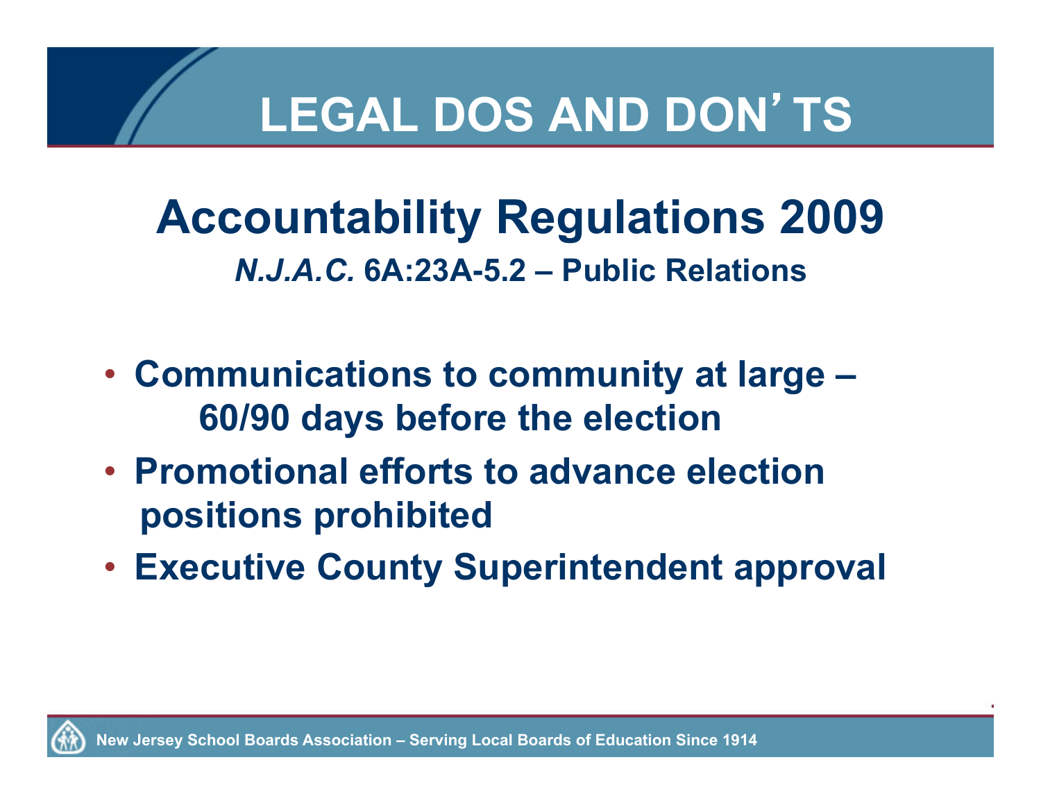# LEGAL DOS AND DON'TS

## Accountability Regulations 2009

***N.J.A.C.* 6A:23A-5.2 – Public Relations**

- **Communications to community at large – 60/90 days before the election**
- **Promotional efforts to advance election positions prohibited**
- **Executive County Superintendent approval**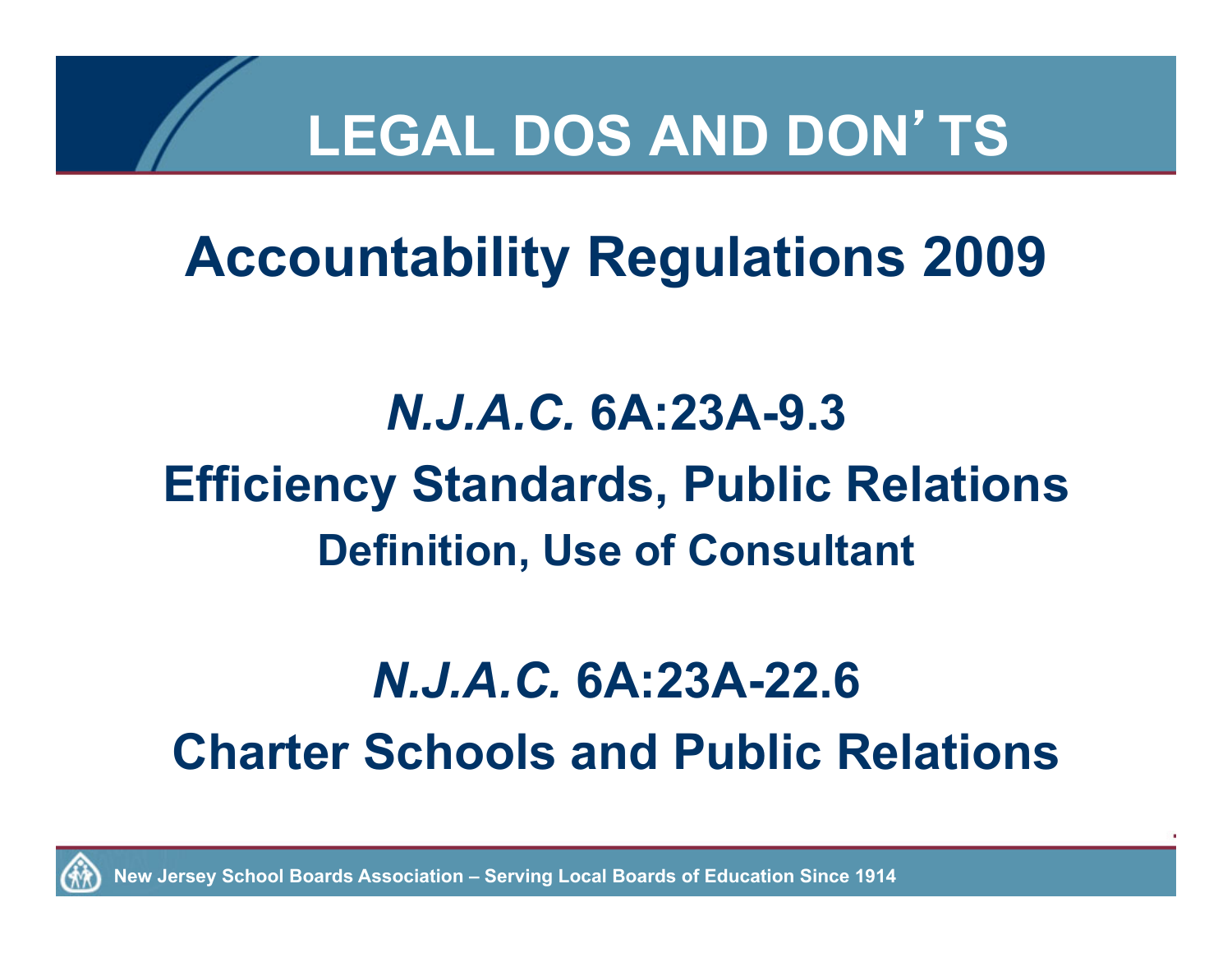# LEGAL DOS AND DON'TS

## Accountability Regulations 2009

## *N.J.A.C.* 6A:23A-9.3

## Efficiency Standards, Public Relations

### Definition, Use of Consultant

## *N.J.A.C.* 6A:23A-22.6

## Charter Schools and Public Relations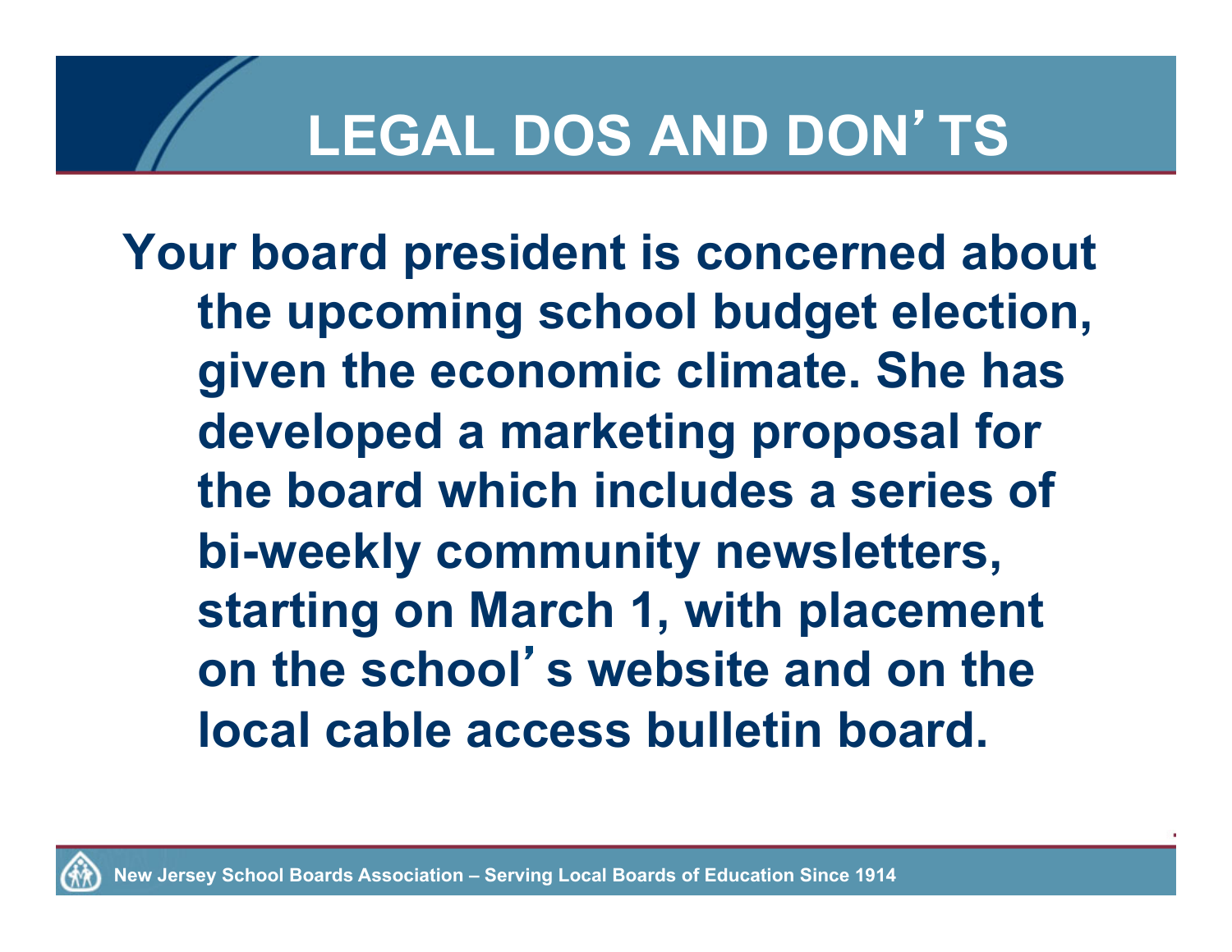# LEGAL DOS AND DON'TS

Your board president is concerned about the upcoming school budget election, given the economic climate. She has developed a marketing proposal for the board which includes a series of bi-weekly community newsletters, starting on March 1, with placement on the school's website and on the local cable access bulletin board.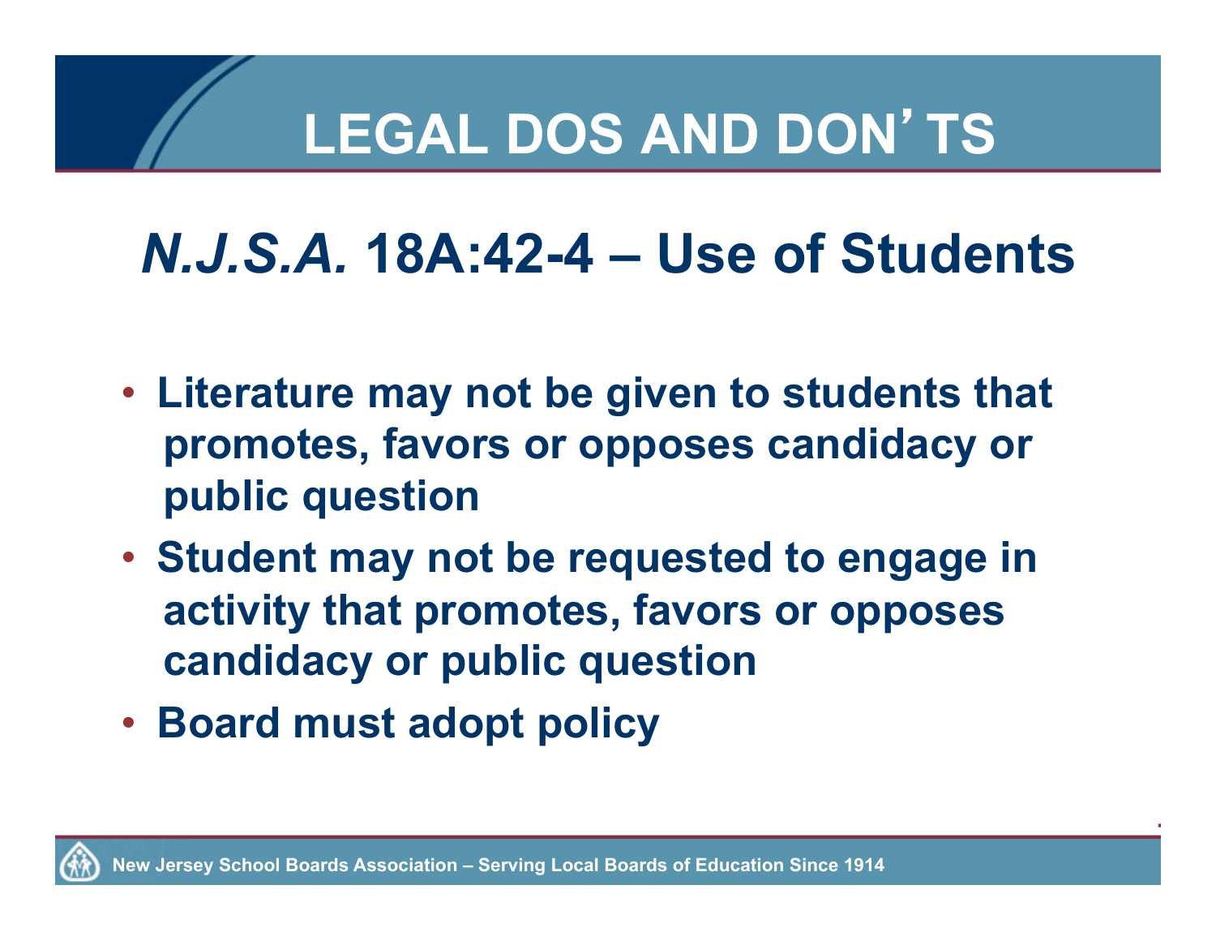# LEGAL DOS AND DON'TS

## *N.J.S.A.* 18A:42-4 – Use of Students

- Literature may not be given to students that promotes, favors or opposes candidacy or public question
- Student may not be requested to engage in activity that promotes, favors or opposes candidacy or public question
- Board must adopt policy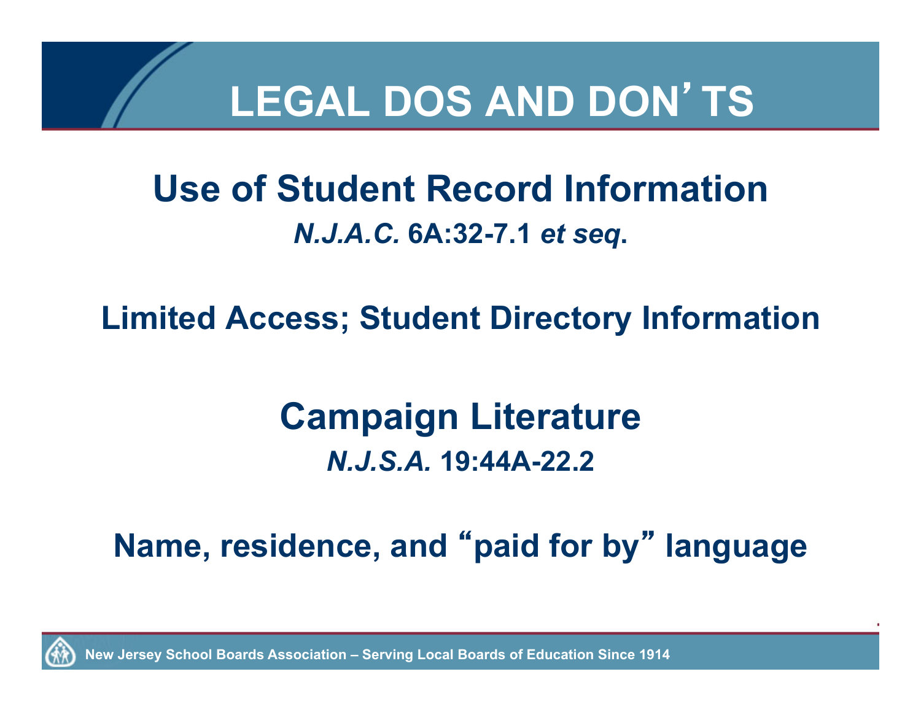# LEGAL DOS AND DON'TS

## Use of Student Record Information

***N.J.A.C.* 6A:32-7.1 *et seq*.**

**Limited Access; Student Directory Information**

## Campaign Literature

***N.J.S.A.* 19:44A-22.2**

**Name, residence, and "paid for by" language**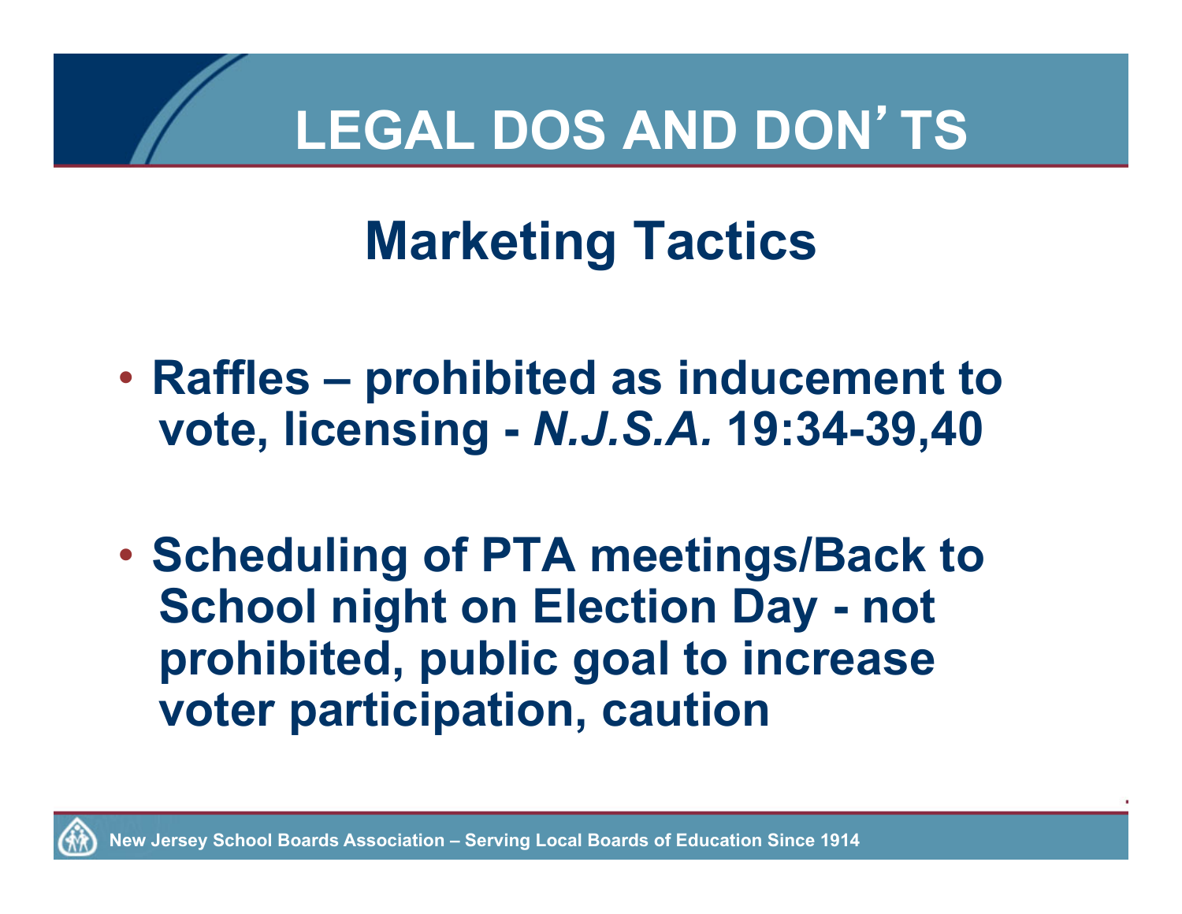# LEGAL DOS AND DON'TS

## Marketing Tactics

- **Raffles – prohibited as inducement to vote, licensing - *N.J.S.A.* 19:34-39,40**
- **Scheduling of PTA meetings/Back to School night on Election Day - not prohibited, public goal to increase voter participation, caution**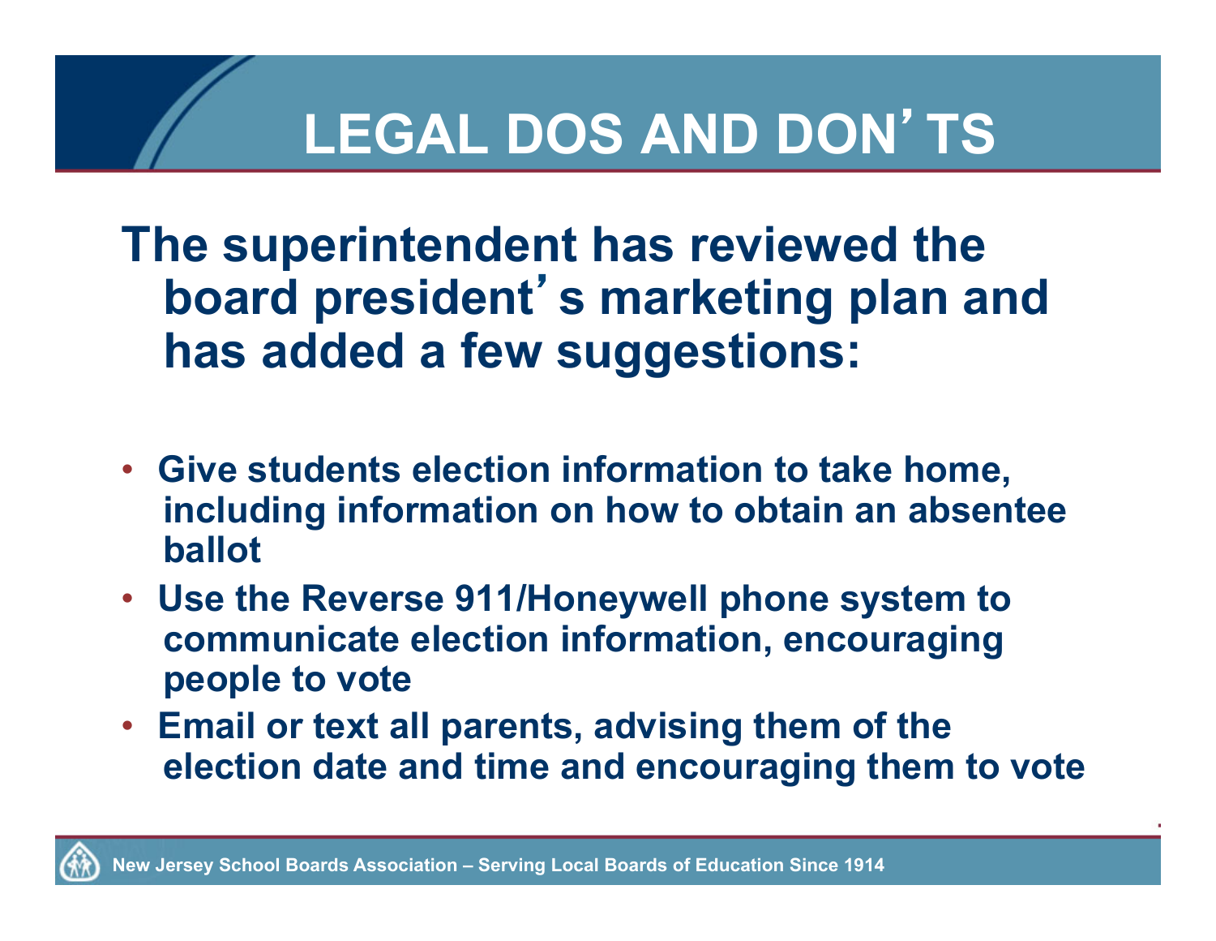# LEGAL DOS AND DON'TS

**The superintendent has reviewed the board president's marketing plan and has added a few suggestions:**

- Give students election information to take home, including information on how to obtain an absentee ballot
- Use the Reverse 911/Honeywell phone system to communicate election information, encouraging people to vote
- Email or text all parents, advising them of the election date and time and encouraging them to vote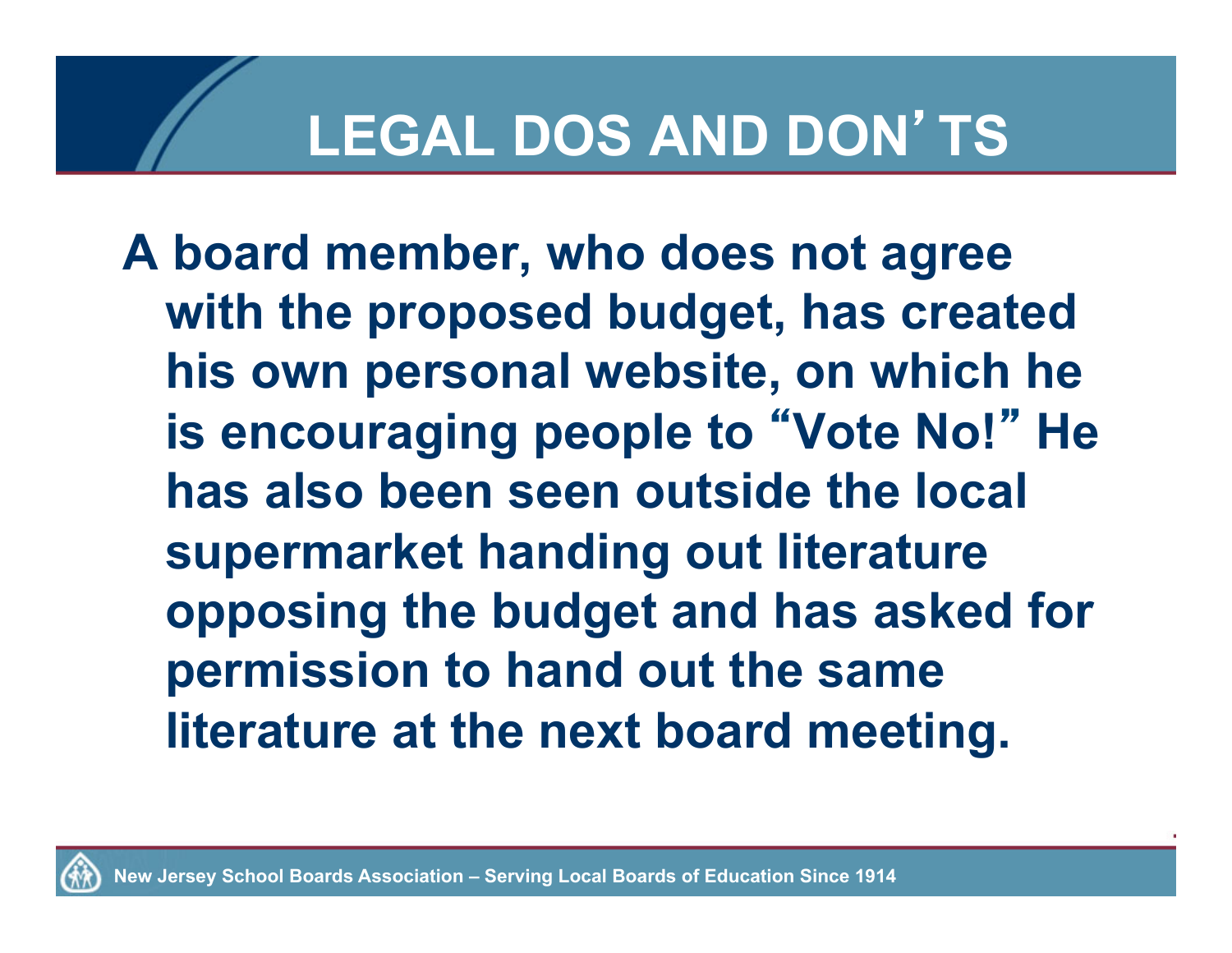# LEGAL DOS AND DON'TS

**A board member, who does not agree with the proposed budget, has created his own personal website, on which he is encouraging people to "Vote No!" He has also been seen outside the local supermarket handing out literature opposing the budget and has asked for permission to hand out the same literature at the next board meeting.**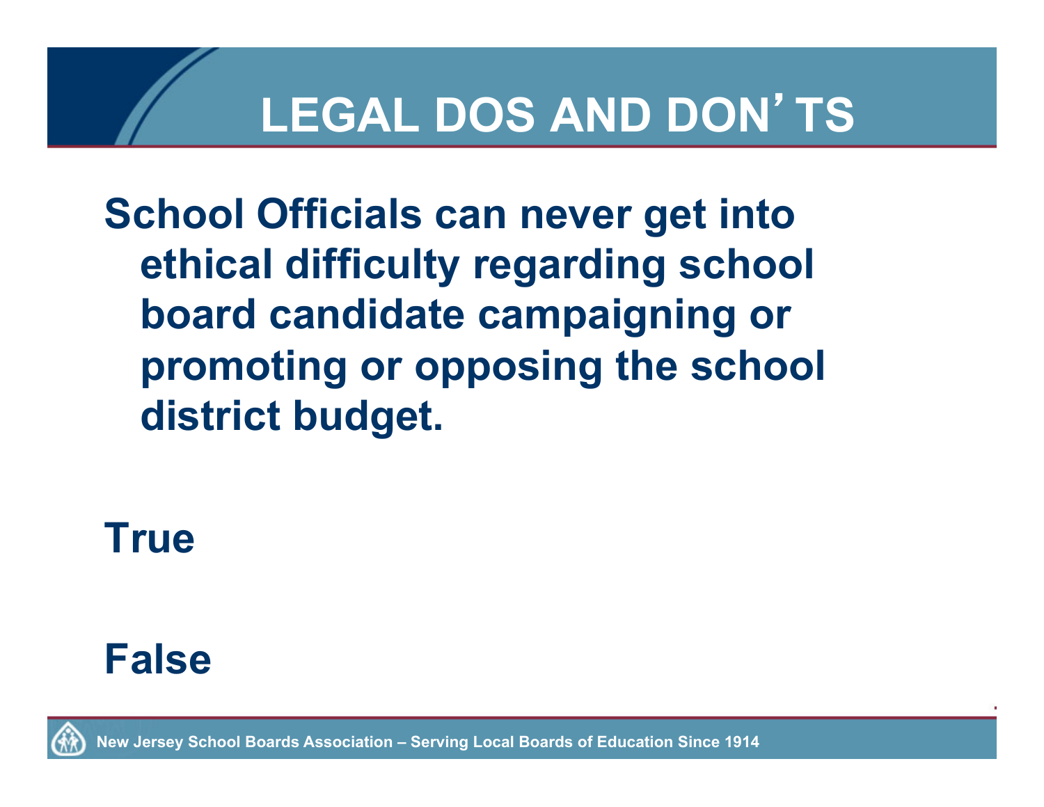# LEGAL DOS AND DON'TS

School Officials can never get into ethical difficulty regarding school board candidate campaigning or promoting or opposing the school district budget.

True

False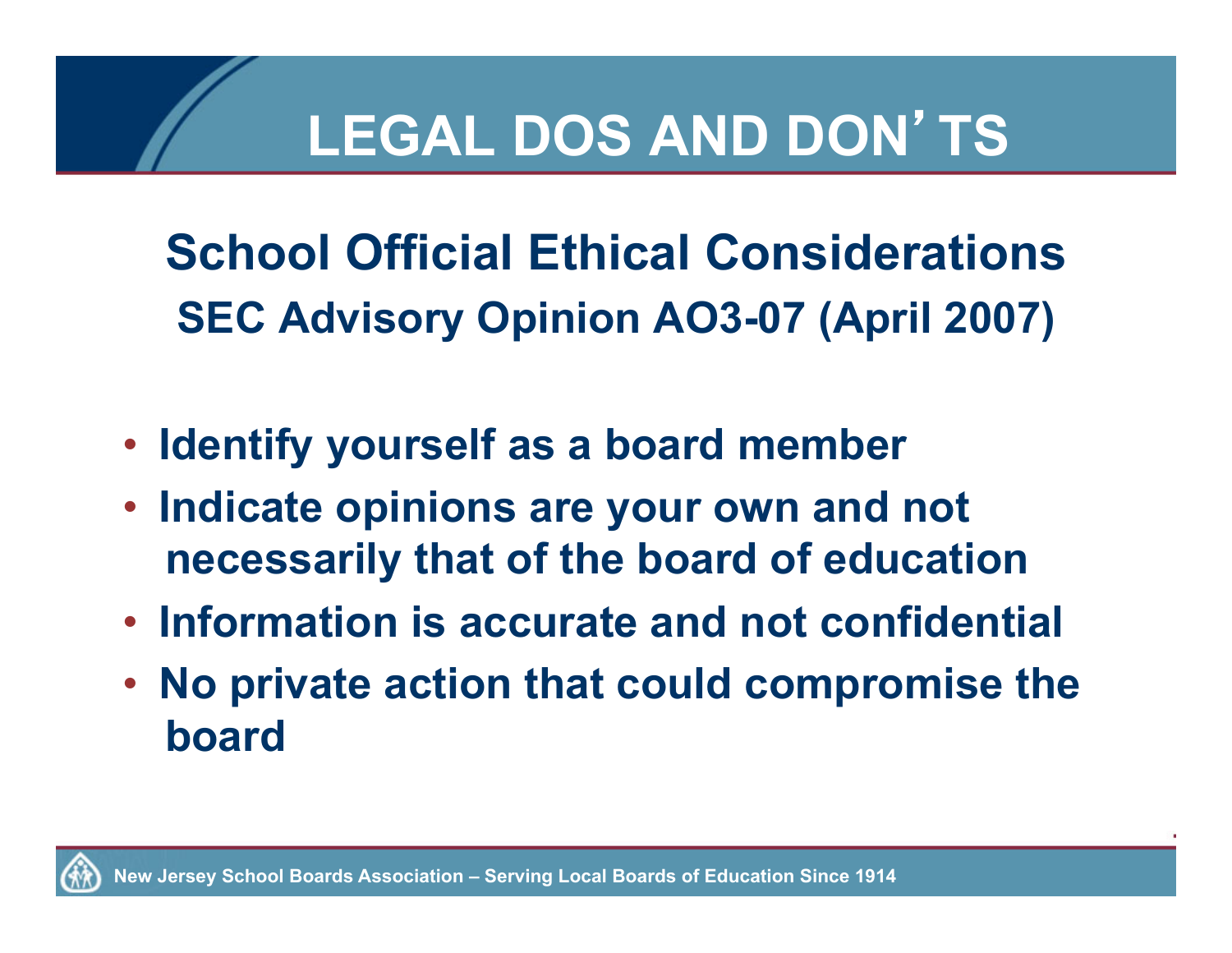# LEGAL DOS AND DON'TS

## School Official Ethical Considerations

### SEC Advisory Opinion AO3-07 (April 2007)

- Identify yourself as a board member
- Indicate opinions are your own and not necessarily that of the board of education
- Information is accurate and not confidential
- No private action that could compromise the board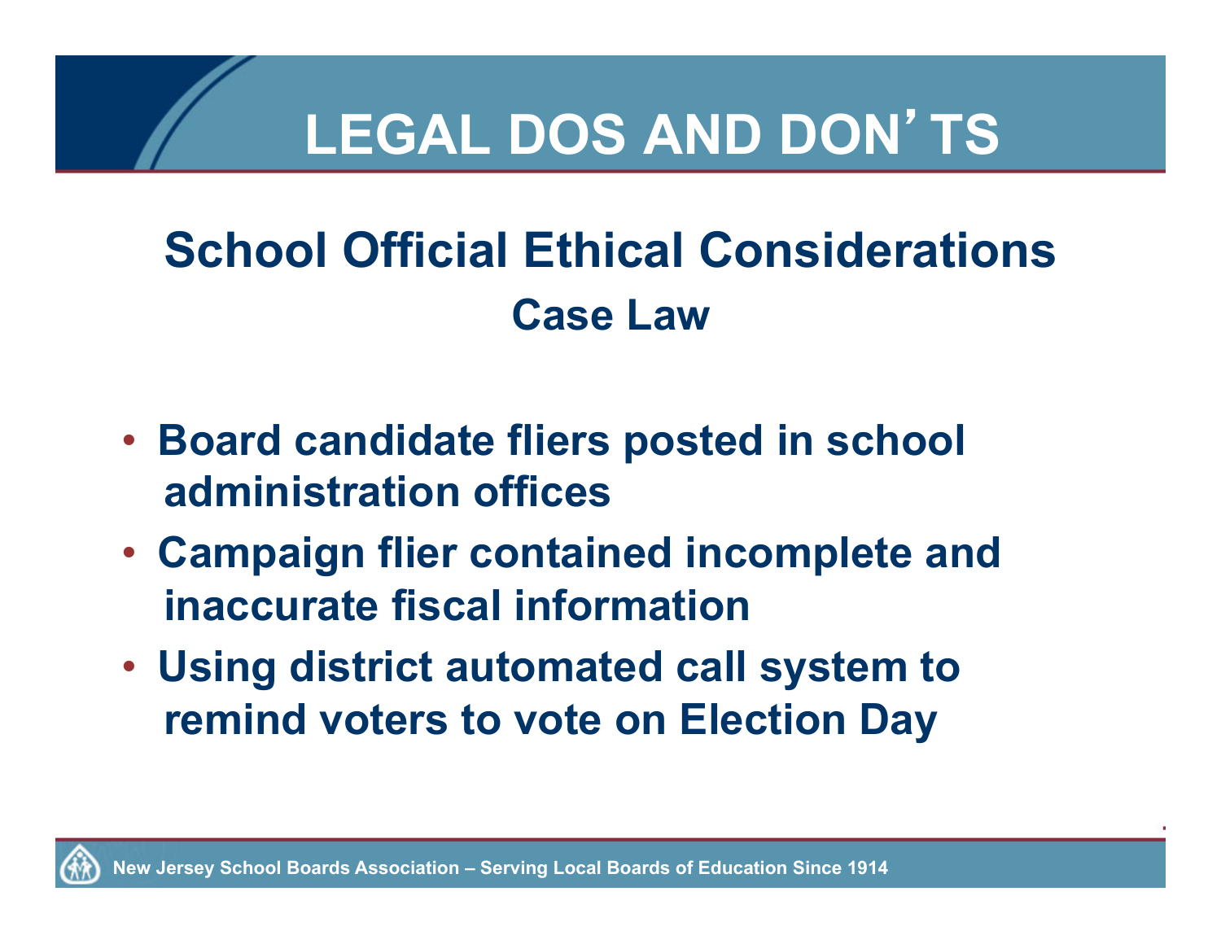# LEGAL DOS AND DON'TS

## School Official Ethical Considerations

### Case Law

- Board candidate fliers posted in school administration offices
- Campaign flier contained incomplete and inaccurate fiscal information
- Using district automated call system to remind voters to vote on Election Day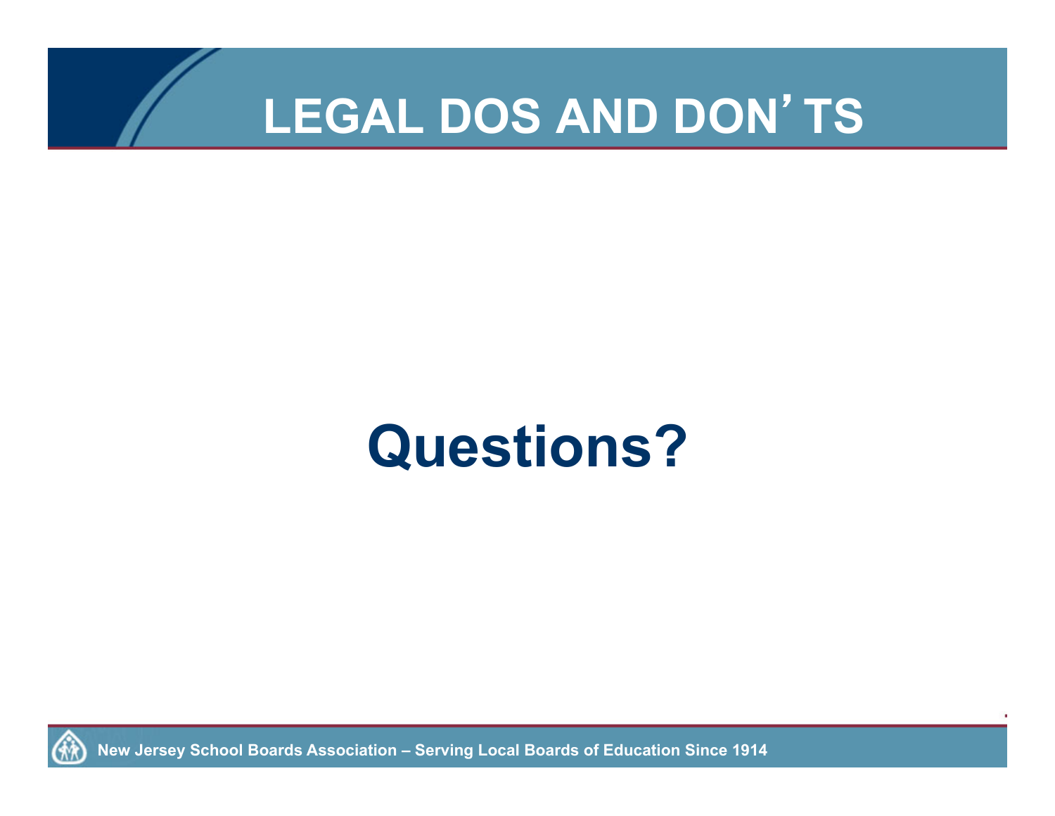# LEGAL DOS AND DON'TS

## Questions?